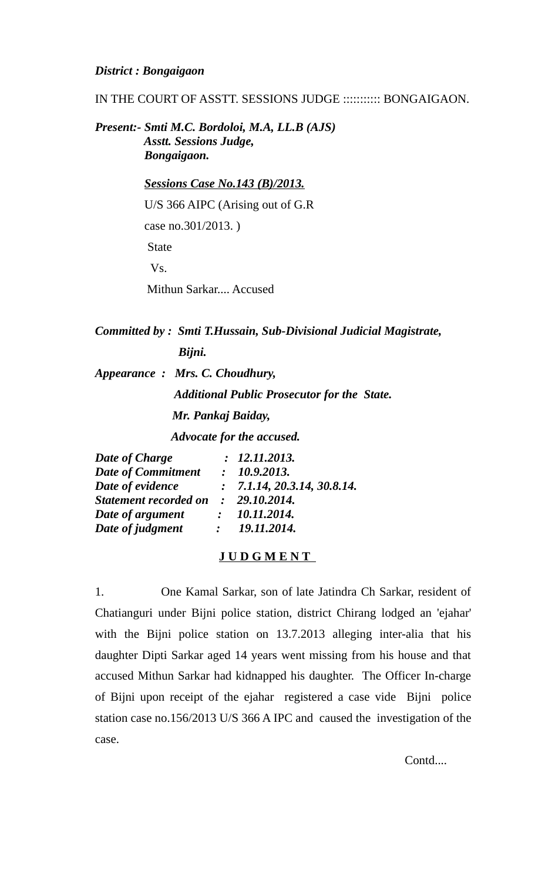***District : Bongaigaon***

IN THE COURT OF ASSTT. SESSIONS JUDGE :::::::::: BONGAIGAON.

***Present:- Smti M.C. Bordoloi, M.A, LL.B (AJS)***
***Asstt. Sessions Judge,***
***Bongaigaon.***

***Sessions Case No.143 (B)/2013.***

U/S 366 AIPC (Arising out of G.R case no.301/2013. )

State

Vs.

Mithun Sarkar.... Accused

***Committed by : Smti T.Hussain, Sub-Divisional Judicial Magistrate, Bijni.***

***Appearance : Mrs. C. Choudhury,***
***Additional Public Prosecutor for the State.***
***Mr. Pankaj Baiday,***
***Advocate for the accused.***

***Date of Charge : 12.11.2013.***
***Date of Commitment : 10.9.2013.***
***Date of evidence : 7.1.14, 20.3.14, 30.8.14.***
***Statement recorded on : 29.10.2014.***
***Date of argument : 10.11.2014.***
***Date of judgment : 19.11.2014.***

**J U D G M E N T**

1. One Kamal Sarkar, son of late Jatindra Ch Sarkar, resident of Chatianguri under Bijni police station, district Chirang lodged an 'ejahar' with the Bijni police station on 13.7.2013 alleging inter-alia that his daughter Dipti Sarkar aged 14 years went missing from his house and that accused Mithun Sarkar had kidnapped his daughter. The Officer In-charge of Bijni upon receipt of the ejahar registered a case vide Bijni police station case no.156/2013 U/S 366 A IPC and caused the investigation of the case.

Contd....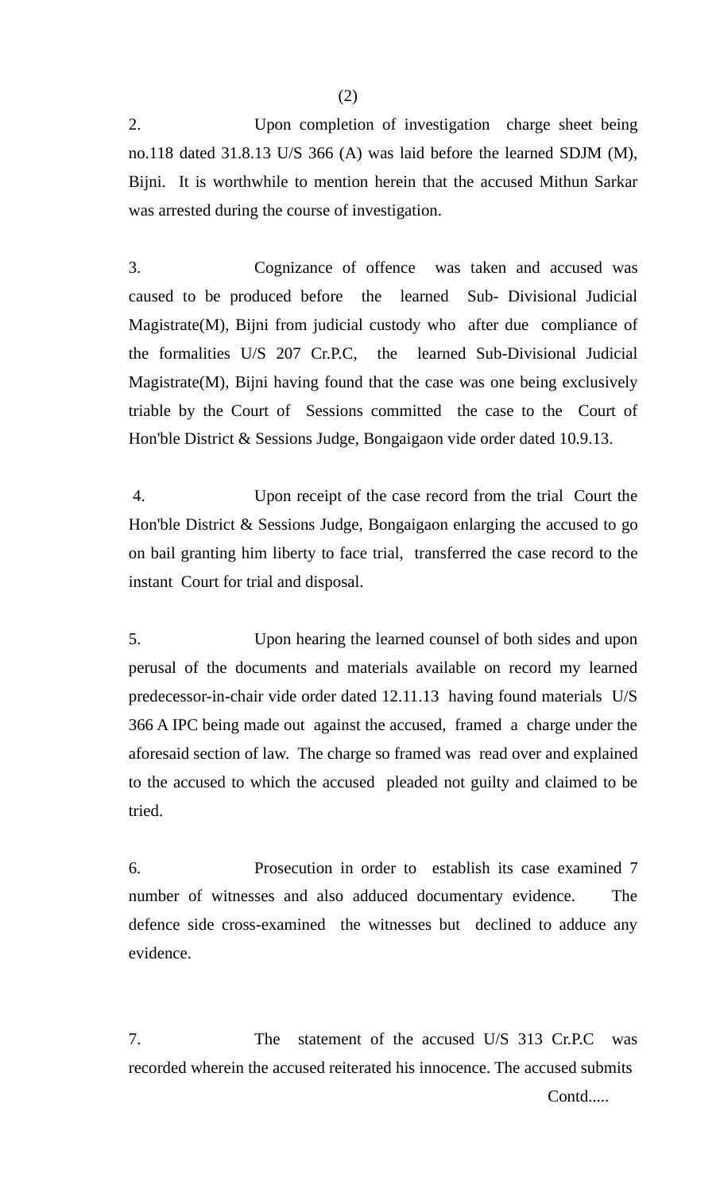2. Upon completion of investigation charge sheet being no.118 dated 31.8.13 U/S 366 (A) was laid before the learned SDJM (M), Bijni. It is worthwhile to mention herein that the accused Mithun Sarkar was arrested during the course of investigation.

3. Cognizance of offence was taken and accused was caused to be produced before the learned Sub- Divisional Judicial Magistrate(M), Bijni from judicial custody who after due compliance of the formalities U/S 207 Cr.P.C, the learned Sub-Divisional Judicial Magistrate(M), Bijni having found that the case was one being exclusively triable by the Court of Sessions committed the case to the Court of Hon'ble District & Sessions Judge, Bongaigaon vide order dated 10.9.13.

4. Upon receipt of the case record from the trial Court the Hon'ble District & Sessions Judge, Bongaigaon enlarging the accused to go on bail granting him liberty to face trial, transferred the case record to the instant Court for trial and disposal.

5. Upon hearing the learned counsel of both sides and upon perusal of the documents and materials available on record my learned predecessor-in-chair vide order dated 12.11.13 having found materials U/S 366 A IPC being made out against the accused, framed a charge under the aforesaid section of law. The charge so framed was read over and explained to the accused to which the accused pleaded not guilty and claimed to be tried.

6. Prosecution in order to establish its case examined 7 number of witnesses and also adduced documentary evidence. The defence side cross-examined the witnesses but declined to adduce any evidence.

7. The statement of the accused U/S 313 Cr.P.C was recorded wherein the accused reiterated his innocence. The accused submits

Contd.....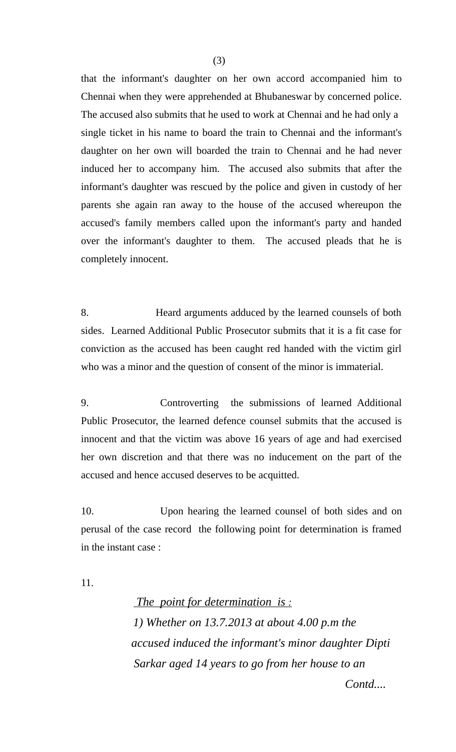that the informant's daughter on her own accord accompanied him to Chennai when they were apprehended at Bhubaneswar by concerned police. The accused also submits that he used to work at Chennai and he had only a single ticket in his name to board the train to Chennai and the informant's daughter on her own will boarded the train to Chennai and he had never induced her to accompany him. The accused also submits that after the informant's daughter was rescued by the police and given in custody of her parents she again ran away to the house of the accused whereupon the accused's family members called upon the informant's party and handed over the informant's daughter to them. The accused pleads that he is completely innocent.

8. Heard arguments adduced by the learned counsels of both sides. Learned Additional Public Prosecutor submits that it is a fit case for conviction as the accused has been caught red handed with the victim girl who was a minor and the question of consent of the minor is immaterial.

9. Controverting the submissions of learned Additional Public Prosecutor, the learned defence counsel submits that the accused is innocent and that the victim was above 16 years of age and had exercised her own discretion and that there was no inducement on the part of the accused and hence accused deserves to be acquitted.

10. Upon hearing the learned counsel of both sides and on perusal of the case record the following point for determination is framed in the instant case :

11.

*<u>The point for determination is :</u>*

*1) Whether on 13.7.2013 at about 4.00 p.m the accused induced the informant's minor daughter Dipti Sarkar aged 14 years to go from her house to an*

*Contd....*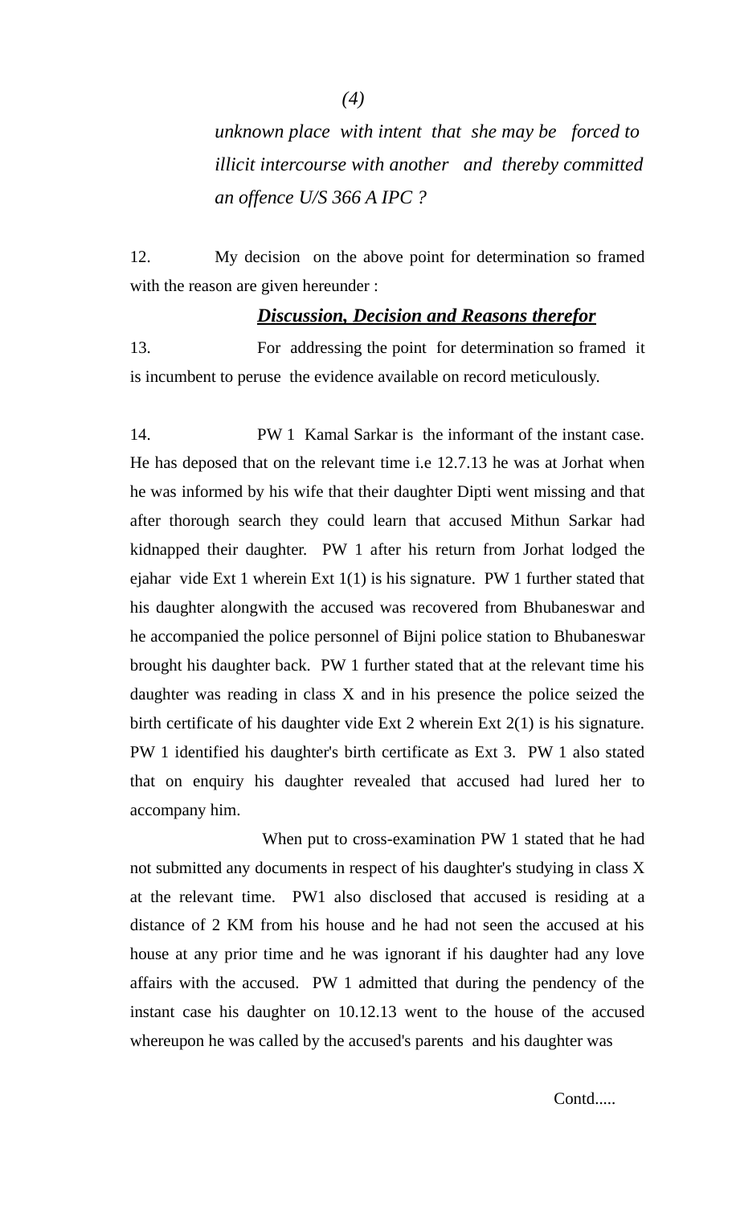*unknown place with intent that she may be forced to illicit intercourse with another and thereby committed an offence U/S 366 A IPC ?*

12. My decision on the above point for determination so framed with the reason are given hereunder :

## ***Discussion, Decision and Reasons therefor***

13. For addressing the point for determination so framed it is incumbent to peruse the evidence available on record meticulously.

14. PW 1 Kamal Sarkar is the informant of the instant case. He has deposed that on the relevant time i.e 12.7.13 he was at Jorhat when he was informed by his wife that their daughter Dipti went missing and that after thorough search they could learn that accused Mithun Sarkar had kidnapped their daughter. PW 1 after his return from Jorhat lodged the ejahar vide Ext 1 wherein Ext 1(1) is his signature. PW 1 further stated that his daughter alongwith the accused was recovered from Bhubaneswar and he accompanied the police personnel of Bijni police station to Bhubaneswar brought his daughter back. PW 1 further stated that at the relevant time his daughter was reading in class X and in his presence the police seized the birth certificate of his daughter vide Ext 2 wherein Ext 2(1) is his signature. PW 1 identified his daughter's birth certificate as Ext 3. PW 1 also stated that on enquiry his daughter revealed that accused had lured her to accompany him.

When put to cross-examination PW 1 stated that he had not submitted any documents in respect of his daughter's studying in class X at the relevant time. PW1 also disclosed that accused is residing at a distance of 2 KM from his house and he had not seen the accused at his house at any prior time and he was ignorant if his daughter had any love affairs with the accused. PW 1 admitted that during the pendency of the instant case his daughter on 10.12.13 went to the house of the accused whereupon he was called by the accused's parents and his daughter was

Contd.....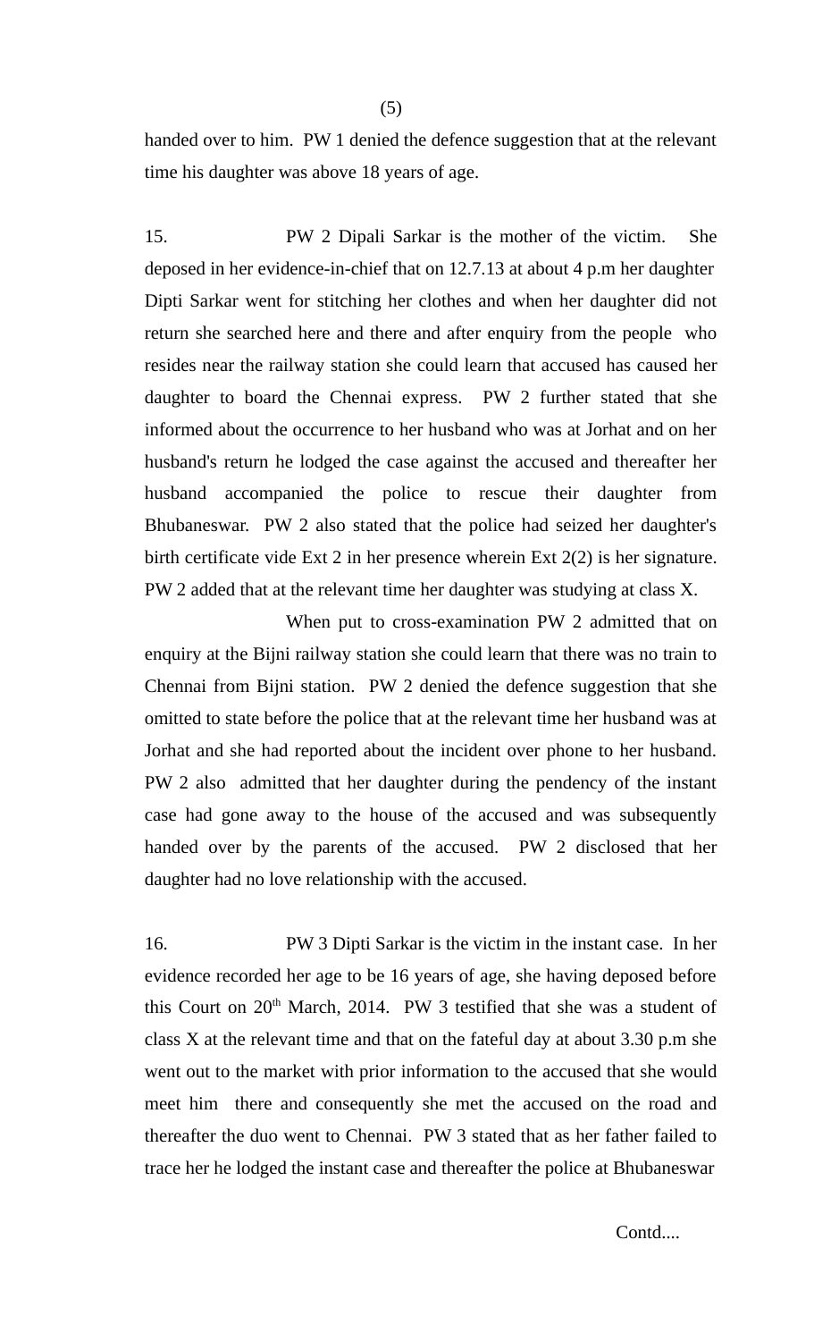handed over to him. PW 1 denied the defence suggestion that at the relevant time his daughter was above 18 years of age.

15. PW 2 Dipali Sarkar is the mother of the victim. She deposed in her evidence-in-chief that on 12.7.13 at about 4 p.m her daughter Dipti Sarkar went for stitching her clothes and when her daughter did not return she searched here and there and after enquiry from the people who resides near the railway station she could learn that accused has caused her daughter to board the Chennai express. PW 2 further stated that she informed about the occurrence to her husband who was at Jorhat and on her husband's return he lodged the case against the accused and thereafter her husband accompanied the police to rescue their daughter from Bhubaneswar. PW 2 also stated that the police had seized her daughter's birth certificate vide Ext 2 in her presence wherein Ext 2(2) is her signature. PW 2 added that at the relevant time her daughter was studying at class X.

When put to cross-examination PW 2 admitted that on enquiry at the Bijni railway station she could learn that there was no train to Chennai from Bijni station. PW 2 denied the defence suggestion that she omitted to state before the police that at the relevant time her husband was at Jorhat and she had reported about the incident over phone to her husband. PW 2 also admitted that her daughter during the pendency of the instant case had gone away to the house of the accused and was subsequently handed over by the parents of the accused. PW 2 disclosed that her daughter had no love relationship with the accused.

16. PW 3 Dipti Sarkar is the victim in the instant case. In her evidence recorded her age to be 16 years of age, she having deposed before this Court on 20th March, 2014. PW 3 testified that she was a student of class X at the relevant time and that on the fateful day at about 3.30 p.m she went out to the market with prior information to the accused that she would meet him there and consequently she met the accused on the road and thereafter the duo went to Chennai. PW 3 stated that as her father failed to trace her he lodged the instant case and thereafter the police at Bhubaneswar

Contd....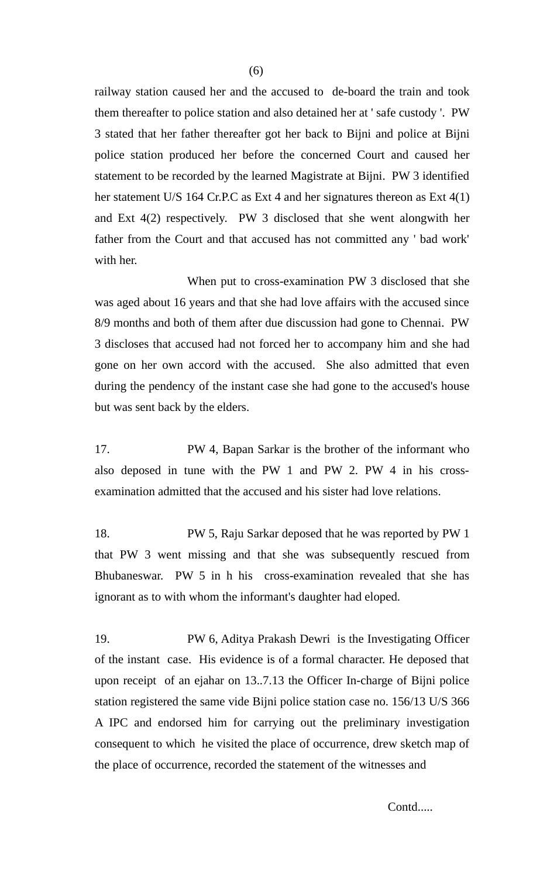railway station caused her and the accused to de-board the train and took them thereafter to police station and also detained her at ' safe custody '. PW 3 stated that her father thereafter got her back to Bijni and police at Bijni police station produced her before the concerned Court and caused her statement to be recorded by the learned Magistrate at Bijni. PW 3 identified her statement U/S 164 Cr.P.C as Ext 4 and her signatures thereon as Ext 4(1) and Ext 4(2) respectively. PW 3 disclosed that she went alongwith her father from the Court and that accused has not committed any ' bad work' with her.

When put to cross-examination PW 3 disclosed that she was aged about 16 years and that she had love affairs with the accused since 8/9 months and both of them after due discussion had gone to Chennai. PW 3 discloses that accused had not forced her to accompany him and she had gone on her own accord with the accused. She also admitted that even during the pendency of the instant case she had gone to the accused's house but was sent back by the elders.

17. PW 4, Bapan Sarkar is the brother of the informant who also deposed in tune with the PW 1 and PW 2. PW 4 in his cross-examination admitted that the accused and his sister had love relations.

18. PW 5, Raju Sarkar deposed that he was reported by PW 1 that PW 3 went missing and that she was subsequently rescued from Bhubaneswar. PW 5 in h his cross-examination revealed that she has ignorant as to with whom the informant's daughter had eloped.

19. PW 6, Aditya Prakash Dewri is the Investigating Officer of the instant case. His evidence is of a formal character. He deposed that upon receipt of an ejahar on 13..7.13 the Officer In-charge of Bijni police station registered the same vide Bijni police station case no. 156/13 U/S 366 A IPC and endorsed him for carrying out the preliminary investigation consequent to which he visited the place of occurrence, drew sketch map of the place of occurrence, recorded the statement of the witnesses and

Contd.....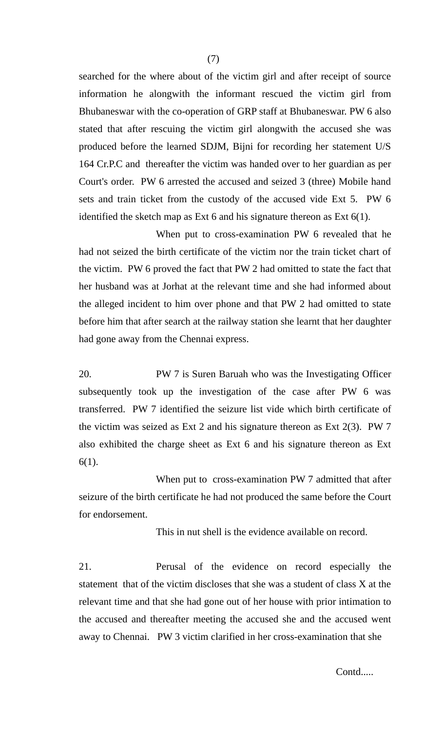searched for the where about of the victim girl and after receipt of source information he alongwith the informant rescued the victim girl from Bhubaneswar with the co-operation of GRP staff at Bhubaneswar. PW 6 also stated that after rescuing the victim girl alongwith the accused she was produced before the learned SDJM, Bijni for recording her statement U/S 164 Cr.P.C and thereafter the victim was handed over to her guardian as per Court's order. PW 6 arrested the accused and seized 3 (three) Mobile hand sets and train ticket from the custody of the accused vide Ext 5. PW 6 identified the sketch map as Ext 6 and his signature thereon as Ext 6(1).

When put to cross-examination PW 6 revealed that he had not seized the birth certificate of the victim nor the train ticket chart of the victim. PW 6 proved the fact that PW 2 had omitted to state the fact that her husband was at Jorhat at the relevant time and she had informed about the alleged incident to him over phone and that PW 2 had omitted to state before him that after search at the railway station she learnt that her daughter had gone away from the Chennai express.

20. PW 7 is Suren Baruah who was the Investigating Officer subsequently took up the investigation of the case after PW 6 was transferred. PW 7 identified the seizure list vide which birth certificate of the victim was seized as Ext 2 and his signature thereon as Ext 2(3). PW 7 also exhibited the charge sheet as Ext 6 and his signature thereon as Ext 6(1).

When put to cross-examination PW 7 admitted that after seizure of the birth certificate he had not produced the same before the Court for endorsement.

This in nut shell is the evidence available on record.

21. Perusal of the evidence on record especially the statement that of the victim discloses that she was a student of class X at the relevant time and that she had gone out of her house with prior intimation to the accused and thereafter meeting the accused she and the accused went away to Chennai. PW 3 victim clarified in her cross-examination that she

Contd.....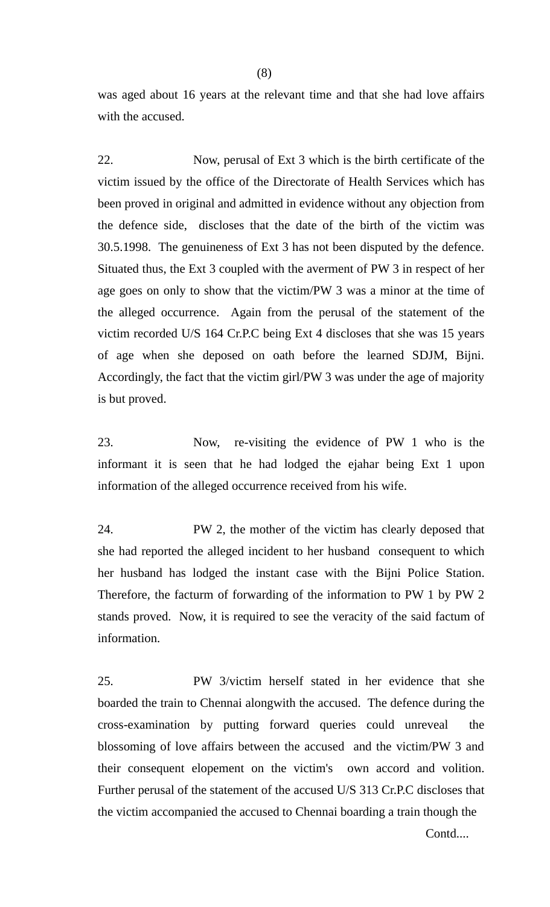was aged about 16 years at the relevant time and that she had love affairs with the accused.

22. Now, perusal of Ext 3 which is the birth certificate of the victim issued by the office of the Directorate of Health Services which has been proved in original and admitted in evidence without any objection from the defence side, discloses that the date of the birth of the victim was 30.5.1998. The genuineness of Ext 3 has not been disputed by the defence. Situated thus, the Ext 3 coupled with the averment of PW 3 in respect of her age goes on only to show that the victim/PW 3 was a minor at the time of the alleged occurrence. Again from the perusal of the statement of the victim recorded U/S 164 Cr.P.C being Ext 4 discloses that she was 15 years of age when she deposed on oath before the learned SDJM, Bijni. Accordingly, the fact that the victim girl/PW 3 was under the age of majority is but proved.

23. Now, re-visiting the evidence of PW 1 who is the informant it is seen that he had lodged the ejahar being Ext 1 upon information of the alleged occurrence received from his wife.

24. PW 2, the mother of the victim has clearly deposed that she had reported the alleged incident to her husband consequent to which her husband has lodged the instant case with the Bijni Police Station. Therefore, the facturm of forwarding of the information to PW 1 by PW 2 stands proved. Now, it is required to see the veracity of the said factum of information.

25. PW 3/victim herself stated in her evidence that she boarded the train to Chennai alongwith the accused. The defence during the cross-examination by putting forward queries could unreveal the blossoming of love affairs between the accused and the victim/PW 3 and their consequent elopement on the victim's own accord and volition. Further perusal of the statement of the accused U/S 313 Cr.P.C discloses that the victim accompanied the accused to Chennai boarding a train though the

Contd....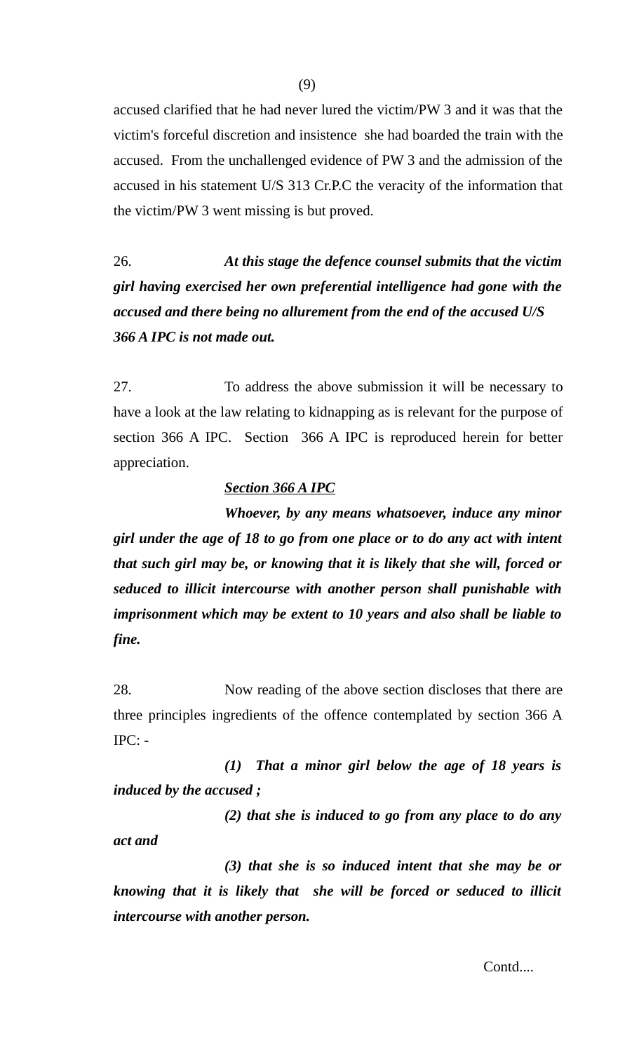accused clarified that he had never lured the victim/PW 3 and it was that the victim's forceful discretion and insistence she had boarded the train with the accused. From the unchallenged evidence of PW 3 and the admission of the accused in his statement U/S 313 Cr.P.C the veracity of the information that the victim/PW 3 went missing is but proved.

26. ***At this stage the defence counsel submits that the victim girl having exercised her own preferential intelligence had gone with the accused and there being no allurement from the end of the accused U/S 366 A IPC is not made out.***

27. To address the above submission it will be necessary to have a look at the law relating to kidnapping as is relevant for the purpose of section 366 A IPC. Section 366 A IPC is reproduced herein for better appreciation.

***<u>Section 366 A IPC</u>***

***Whoever, by any means whatsoever, induce any minor girl under the age of 18 to go from one place or to do any act with intent that such girl may be, or knowing that it is likely that she will, forced or seduced to illicit intercourse with another person shall punishable with imprisonment which may be extent to 10 years and also shall be liable to fine.***

28. Now reading of the above section discloses that there are three principles ingredients of the offence contemplated by section 366 A IPC: -

***(1) That a minor girl below the age of 18 years is induced by the accused ;***

***(2) that she is induced to go from any place to do any act and***

***(3) that she is so induced intent that she may be or knowing that it is likely that she will be forced or seduced to illicit intercourse with another person.***

Contd....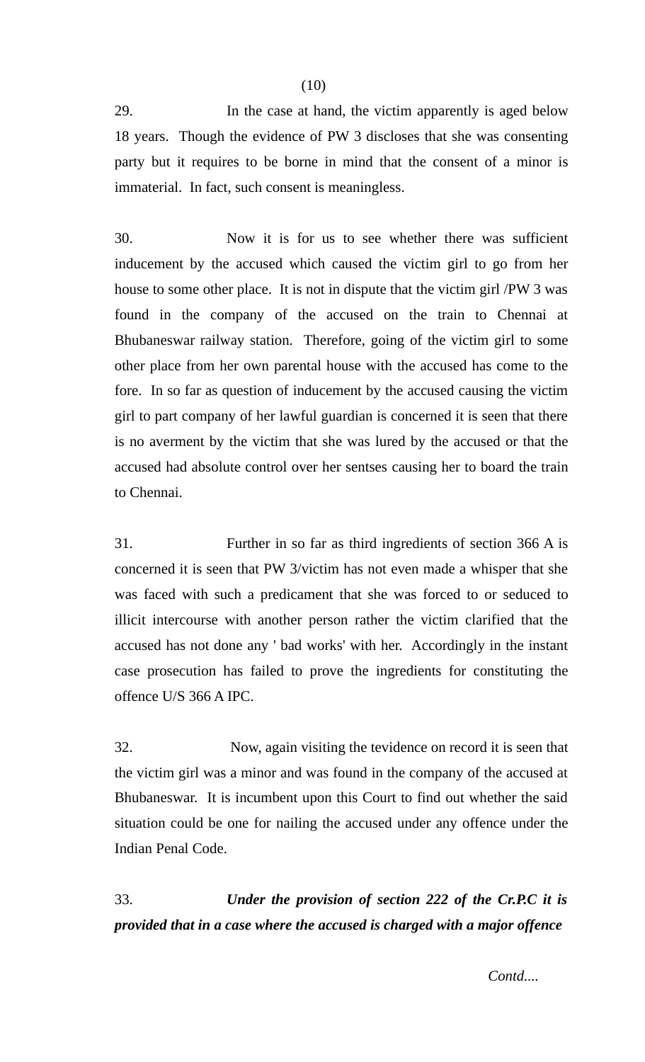29. In the case at hand, the victim apparently is aged below 18 years. Though the evidence of PW 3 discloses that she was consenting party but it requires to be borne in mind that the consent of a minor is immaterial. In fact, such consent is meaningless.

30. Now it is for us to see whether there was sufficient inducement by the accused which caused the victim girl to go from her house to some other place. It is not in dispute that the victim girl /PW 3 was found in the company of the accused on the train to Chennai at Bhubaneswar railway station. Therefore, going of the victim girl to some other place from her own parental house with the accused has come to the fore. In so far as question of inducement by the accused causing the victim girl to part company of her lawful guardian is concerned it is seen that there is no averment by the victim that she was lured by the accused or that the accused had absolute control over her sentses causing her to board the train to Chennai.

31. Further in so far as third ingredients of section 366 A is concerned it is seen that PW 3/victim has not even made a whisper that she was faced with such a predicament that she was forced to or seduced to illicit intercourse with another person rather the victim clarified that the accused has not done any ' bad works' with her. Accordingly in the instant case prosecution has failed to prove the ingredients for constituting the offence U/S 366 A IPC.

32. Now, again visiting the tevidence on record it is seen that the victim girl was a minor and was found in the company of the accused at Bhubaneswar. It is incumbent upon this Court to find out whether the said situation could be one for nailing the accused under any offence under the Indian Penal Code.

33. ***Under the provision of section 222 of the Cr.P.C it is provided that in a case where the accused is charged with a major offence***

*Contd....*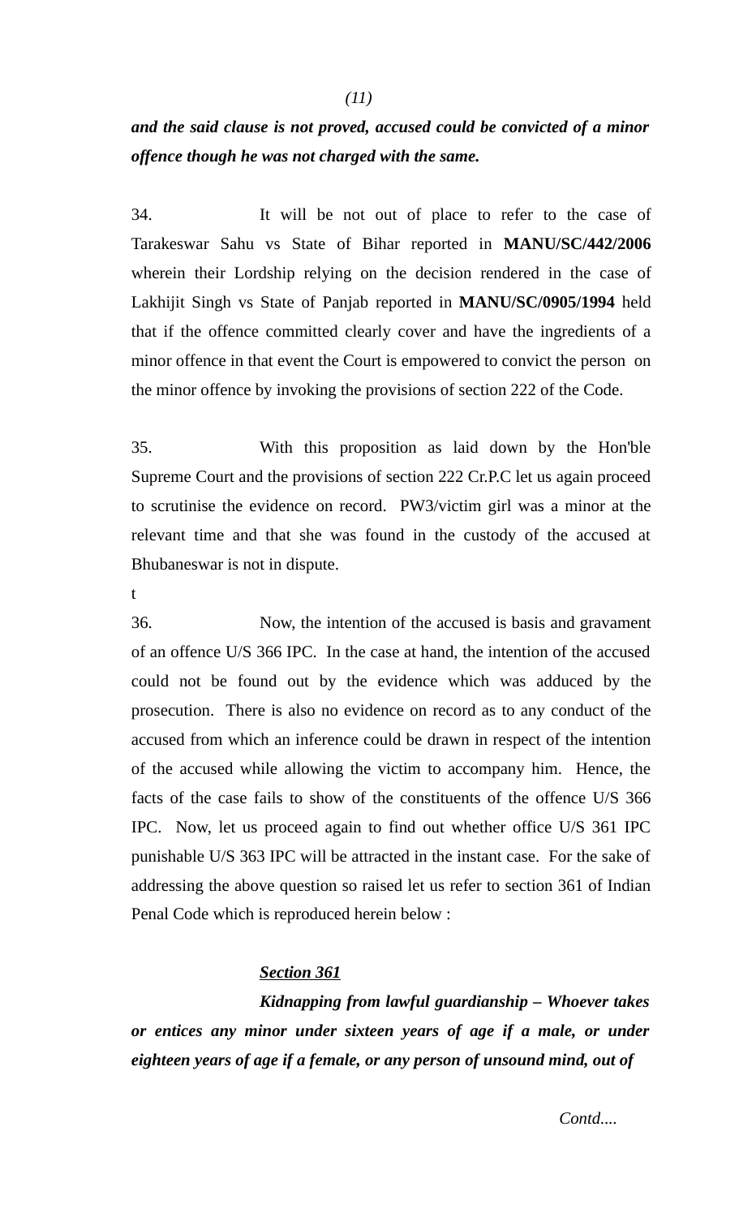***and the said clause is not proved, accused could be convicted of a minor offence though he was not charged with the same.***

34. It will be not out of place to refer to the case of Tarakeswar Sahu vs State of Bihar reported in **MANU/SC/442/2006** wherein their Lordship relying on the decision rendered in the case of Lakhijit Singh vs State of Panjab reported in **MANU/SC/0905/1994** held that if the offence committed clearly cover and have the ingredients of a minor offence in that event the Court is empowered to convict the person on the minor offence by invoking the provisions of section 222 of the Code.

35. With this proposition as laid down by the Hon'ble Supreme Court and the provisions of section 222 Cr.P.C let us again proceed to scrutinise the evidence on record. PW3/victim girl was a minor at the relevant time and that she was found in the custody of the accused at Bhubaneswar is not in dispute.

t

36. Now, the intention of the accused is basis and gravament of an offence U/S 366 IPC. In the case at hand, the intention of the accused could not be found out by the evidence which was adduced by the prosecution. There is also no evidence on record as to any conduct of the accused from which an inference could be drawn in respect of the intention of the accused while allowing the victim to accompany him. Hence, the facts of the case fails to show of the constituents of the offence U/S 366 IPC. Now, let us proceed again to find out whether office U/S 361 IPC punishable U/S 363 IPC will be attracted in the instant case. For the sake of addressing the above question so raised let us refer to section 361 of Indian Penal Code which is reproduced herein below :

***<u>Section 361</u>***

***Kidnapping from lawful guardianship – Whoever takes or entices any minor under sixteen years of age if a male, or under eighteen years of age if a female, or any person of unsound mind, out of***

*Contd....*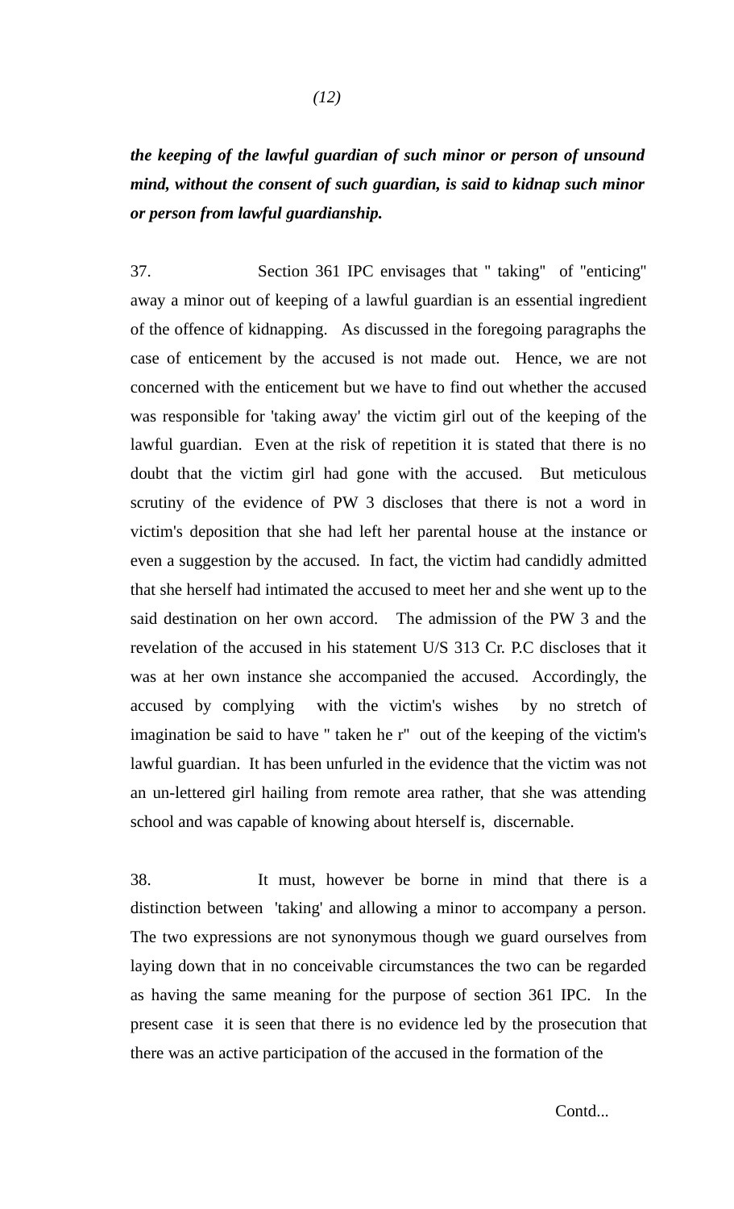***the keeping of the lawful guardian of such minor or person of unsound mind, without the consent of such guardian, is said to kidnap such minor or person from lawful guardianship.***

37. Section 361 IPC envisages that " taking" of "enticing" away a minor out of keeping of a lawful guardian is an essential ingredient of the offence of kidnapping. As discussed in the foregoing paragraphs the case of enticement by the accused is not made out. Hence, we are not concerned with the enticement but we have to find out whether the accused was responsible for 'taking away' the victim girl out of the keeping of the lawful guardian. Even at the risk of repetition it is stated that there is no doubt that the victim girl had gone with the accused. But meticulous scrutiny of the evidence of PW 3 discloses that there is not a word in victim's deposition that she had left her parental house at the instance or even a suggestion by the accused. In fact, the victim had candidly admitted that she herself had intimated the accused to meet her and she went up to the said destination on her own accord. The admission of the PW 3 and the revelation of the accused in his statement U/S 313 Cr. P.C discloses that it was at her own instance she accompanied the accused. Accordingly, the accused by complying with the victim's wishes by no stretch of imagination be said to have " taken he r" out of the keeping of the victim's lawful guardian. It has been unfurled in the evidence that the victim was not an un-lettered girl hailing from remote area rather, that she was attending school and was capable of knowing about hterself is, discernable.

38. It must, however be borne in mind that there is a distinction between 'taking' and allowing a minor to accompany a person. The two expressions are not synonymous though we guard ourselves from laying down that in no conceivable circumstances the two can be regarded as having the same meaning for the purpose of section 361 IPC. In the present case it is seen that there is no evidence led by the prosecution that there was an active participation of the accused in the formation of the

Contd...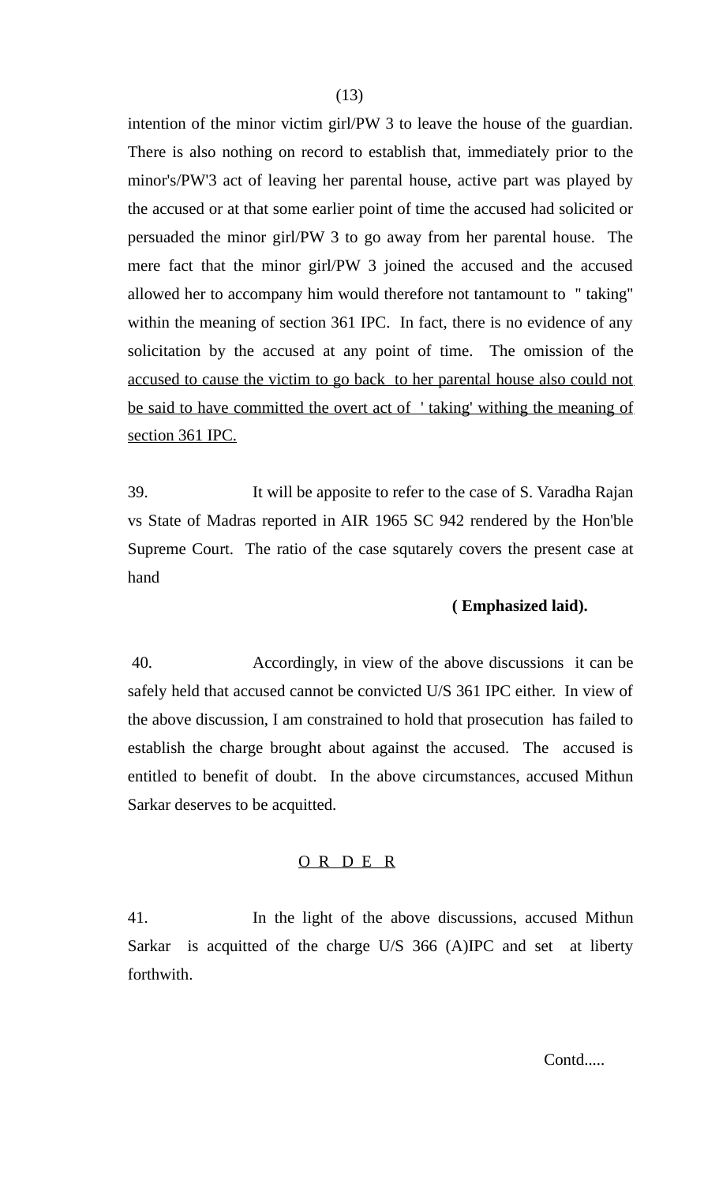intention of the minor victim girl/PW 3 to leave the house of the guardian. There is also nothing on record to establish that, immediately prior to the minor's/PW'3 act of leaving her parental house, active part was played by the accused or at that some earlier point of time the accused had solicited or persuaded the minor girl/PW 3 to go away from her parental house. The mere fact that the minor girl/PW 3 joined the accused and the accused allowed her to accompany him would therefore not tantamount to " taking" within the meaning of section 361 IPC. In fact, there is no evidence of any solicitation by the accused at any point of time. The omission of the <u>accused to cause the victim to go back to her parental house also could not be said to have committed the overt act of ' taking' withing the meaning of section 361 IPC.</u>

39. It will be apposite to refer to the case of S. Varadha Rajan vs State of Madras reported in AIR 1965 SC 942 rendered by the Hon'ble Supreme Court. The ratio of the case squtarely covers the present case at hand

**( Emphasized laid).**

40. Accordingly, in view of the above discussions it can be safely held that accused cannot be convicted U/S 361 IPC either. In view of the above discussion, I am constrained to hold that prosecution has failed to establish the charge brought about against the accused. The accused is entitled to benefit of doubt. In the above circumstances, accused Mithun Sarkar deserves to be acquitted.

<u>O R D E R</u>

41. In the light of the above discussions, accused Mithun Sarkar is acquitted of the charge U/S 366 (A)IPC and set at liberty forthwith.

Contd.....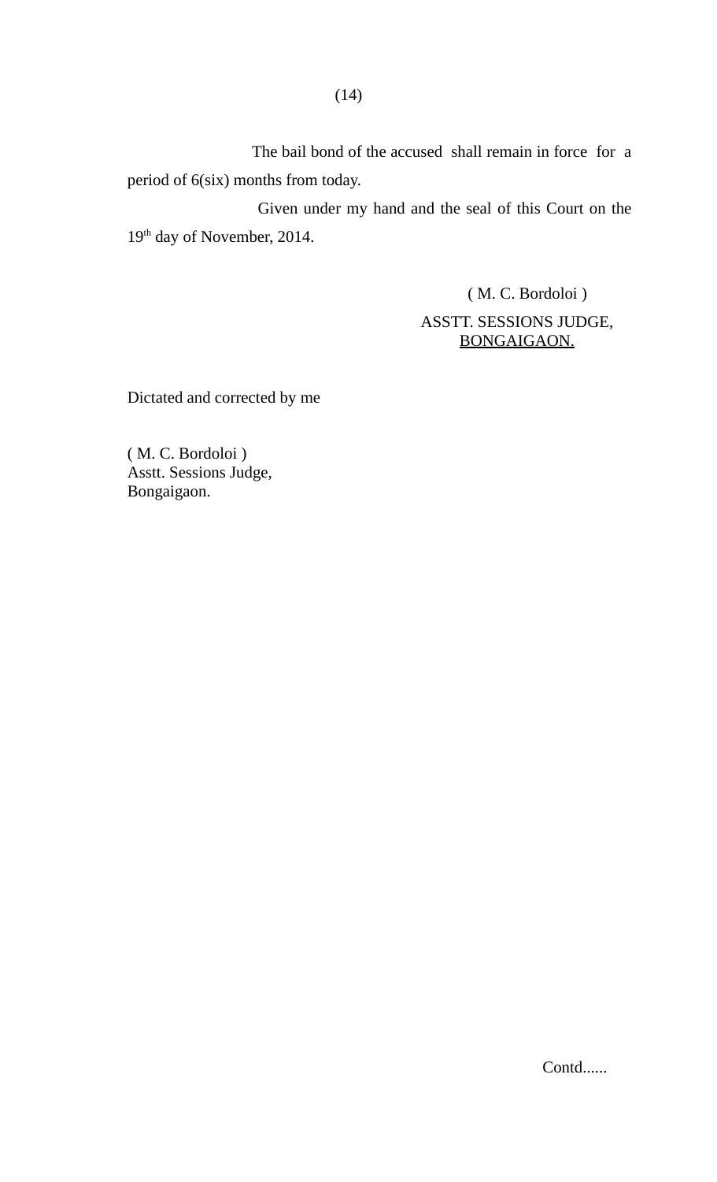The bail bond of the accused shall remain in force for a period of 6(six) months from today.

Given under my hand and the seal of this Court on the 19th day of November, 2014.

( M. C. Bordoloi )
ASSTT. SESSIONS JUDGE,
BONGAIGAON.

Dictated and corrected by me

( M. C. Bordoloi )
Asstt. Sessions Judge,
Bongaigaon.

Contd......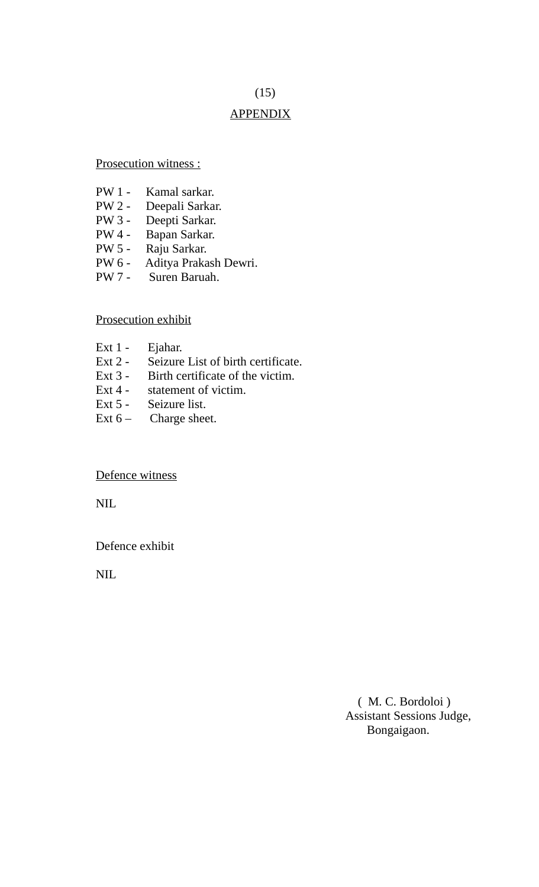## APPENDIX

Prosecution witness :

PW 1 - Kamal sarkar.
PW 2 - Deepali Sarkar.
PW 3 - Deepti Sarkar.
PW 4 - Bapan Sarkar.
PW 5 - Raju Sarkar.
PW 6 - Aditya Prakash Dewri.
PW 7 - Suren Baruah.

Prosecution exhibit

Ext 1 - Ejahar.
Ext 2 - Seizure List of birth certificate.
Ext 3 - Birth certificate of the victim.
Ext 4 - statement of victim.
Ext 5 - Seizure list.
Ext 6 – Charge sheet.

Defence witness

NIL

Defence exhibit

NIL

( M. C. Bordoloi )
Assistant Sessions Judge,
Bongaigaon.